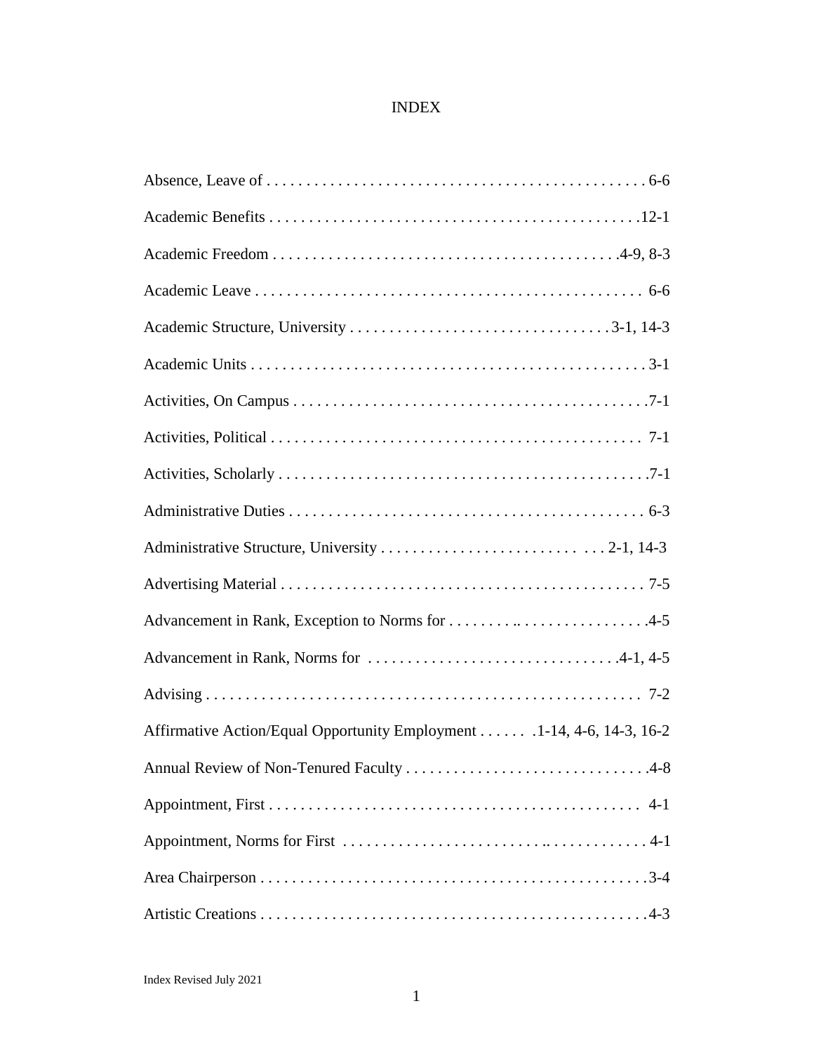# INDEX

Absence, Leave of . . . . . . . . . . . . . . . . . . . . . . . . . . . . . . . . . . . . . . . . . . . . . . . 6-6

Academic Benefits . . . . . . . . . . . . . . . . . . . . . . . . . . . . . . . . . . . . . . . . . . . . . . .12-1

Academic Freedom . . . . . . . . . . . . . . . . . . . . . . . . . . . . . . . . . . . . . . . . . . .4-9, 8-3

Academic Leave . . . . . . . . . . . . . . . . . . . . . . . . . . . . . . . . . . . . . . . . . . . . . . . . 6-6

Academic Structure, University . . . . . . . . . . . . . . . . . . . . . . . . . . . . . . . . 3-1, 14-3

Academic Units . . . . . . . . . . . . . . . . . . . . . . . . . . . . . . . . . . . . . . . . . . . . . . . . . 3-1

Activities, On Campus . . . . . . . . . . . . . . . . . . . . . . . . . . . . . . . . . . . . . . . . . . . .7-1

Activities, Political . . . . . . . . . . . . . . . . . . . . . . . . . . . . . . . . . . . . . . . . . . . . . . 7-1

Activities, Scholarly . . . . . . . . . . . . . . . . . . . . . . . . . . . . . . . . . . . . . . . . . . . . . .7-1

Administrative Duties . . . . . . . . . . . . . . . . . . . . . . . . . . . . . . . . . . . . . . . . . . . . 6-3

Administrative Structure, University . . . . . . . . . . . . . . . . . . . . . . . . . . . . 2-1, 14-3

Advertising Material . . . . . . . . . . . . . . . . . . . . . . . . . . . . . . . . . . . . . . . . . . . . . 7-5

Advancement in Rank, Exception to Norms for . . . . . . . . .. . . . . . . . . . . . . . . . .4-5

Advancement in Rank, Norms for . . . . . . . . . . . . . . . . . . . . . . . . . . . . . . .4-1, 4-5

Advising . . . . . . . . . . . . . . . . . . . . . . . . . . . . . . . . . . . . . . . . . . . . . . . . . . . . . . 7-2

Affirmative Action/Equal Opportunity Employment . . . . . . .1-14, 4-6, 14-3, 16-2

Annual Review of Non-Tenured Faculty . . . . . . . . . . . . . . . . . . . . . . . . . . . . . .4-8

Appointment, First . . . . . . . . . . . . . . . . . . . . . . . . . . . . . . . . . . . . . . . . . . . . . . 4-1

Appointment, Norms for First . . . . . . . . . . . . . . . . . . . . . . . . .. . . . . . . . . . . . . 4-1

Area Chairperson . . . . . . . . . . . . . . . . . . . . . . . . . . . . . . . . . . . . . . . . . . . . . . . .3-4

Artistic Creations . . . . . . . . . . . . . . . . . . . . . . . . . . . . . . . . . . . . . . . . . . . . . . . .4-3

Index Revised July 2021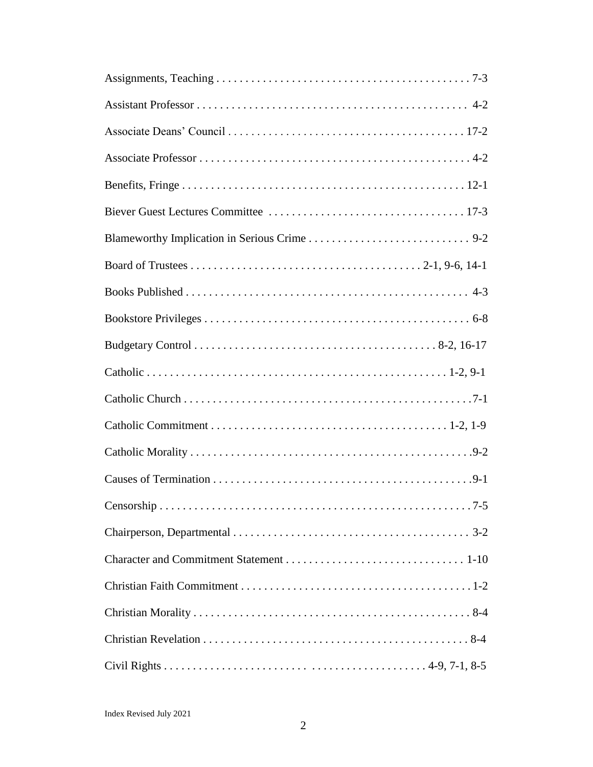Assignments, Teaching . . . . . . . . . . . . . . . . . . . . . . . . . . . . . . . . . . . . . . . . . . . 7-3

Assistant Professor . . . . . . . . . . . . . . . . . . . . . . . . . . . . . . . . . . . . . . . . . . . . . . 4-2

Associate Deans' Council . . . . . . . . . . . . . . . . . . . . . . . . . . . . . . . . . . . . . . . . 17-2

Associate Professor . . . . . . . . . . . . . . . . . . . . . . . . . . . . . . . . . . . . . . . . . . . . . . 4-2

Benefits, Fringe . . . . . . . . . . . . . . . . . . . . . . . . . . . . . . . . . . . . . . . . . . . . . . . . 12-1

Biever Guest Lectures Committee . . . . . . . . . . . . . . . . . . . . . . . . . . . . . . . . . 17-3

Blameworthy Implication in Serious Crime . . . . . . . . . . . . . . . . . . . . . . . . . . . 9-2

Board of Trustees . . . . . . . . . . . . . . . . . . . . . . . . . . . . . . . . . . . . . . . 2-1, 9-6, 14-1

Books Published . . . . . . . . . . . . . . . . . . . . . . . . . . . . . . . . . . . . . . . . . . . . . . . . 4-3

Bookstore Privileges . . . . . . . . . . . . . . . . . . . . . . . . . . . . . . . . . . . . . . . . . . . . . 6-8

Budgetary Control . . . . . . . . . . . . . . . . . . . . . . . . . . . . . . . . . . . . . . . . . 8-2, 16-17

Catholic . . . . . . . . . . . . . . . . . . . . . . . . . . . . . . . . . . . . . . . . . . . . . . . . . . . 1-2, 9-1

Catholic Church . . . . . . . . . . . . . . . . . . . . . . . . . . . . . . . . . . . . . . . . . . . . . . . . . 7-1

Catholic Commitment . . . . . . . . . . . . . . . . . . . . . . . . . . . . . . . . . . . . . . . . 1-2, 1-9

Catholic Morality . . . . . . . . . . . . . . . . . . . . . . . . . . . . . . . . . . . . . . . . . . . . . . . . 9-2

Causes of Termination . . . . . . . . . . . . . . . . . . . . . . . . . . . . . . . . . . . . . . . . . . . . 9-1

Censorship . . . . . . . . . . . . . . . . . . . . . . . . . . . . . . . . . . . . . . . . . . . . . . . . . . . . . 7-5

Chairperson, Departmental . . . . . . . . . . . . . . . . . . . . . . . . . . . . . . . . . . . . . . . . 3-2

Character and Commitment Statement . . . . . . . . . . . . . . . . . . . . . . . . . . . . . . 1-10

Christian Faith Commitment . . . . . . . . . . . . . . . . . . . . . . . . . . . . . . . . . . . . . . . 1-2

Christian Morality . . . . . . . . . . . . . . . . . . . . . . . . . . . . . . . . . . . . . . . . . . . . . . . . 8-4

Christian Revelation . . . . . . . . . . . . . . . . . . . . . . . . . . . . . . . . . . . . . . . . . . . . . . 8-4

Civil Rights . . . . . . . . . . . . . . . . . . . . . . . . . . . . . . . . . . . . . . . . . . . . . 4-9, 7-1, 8-5

Index Revised July 2021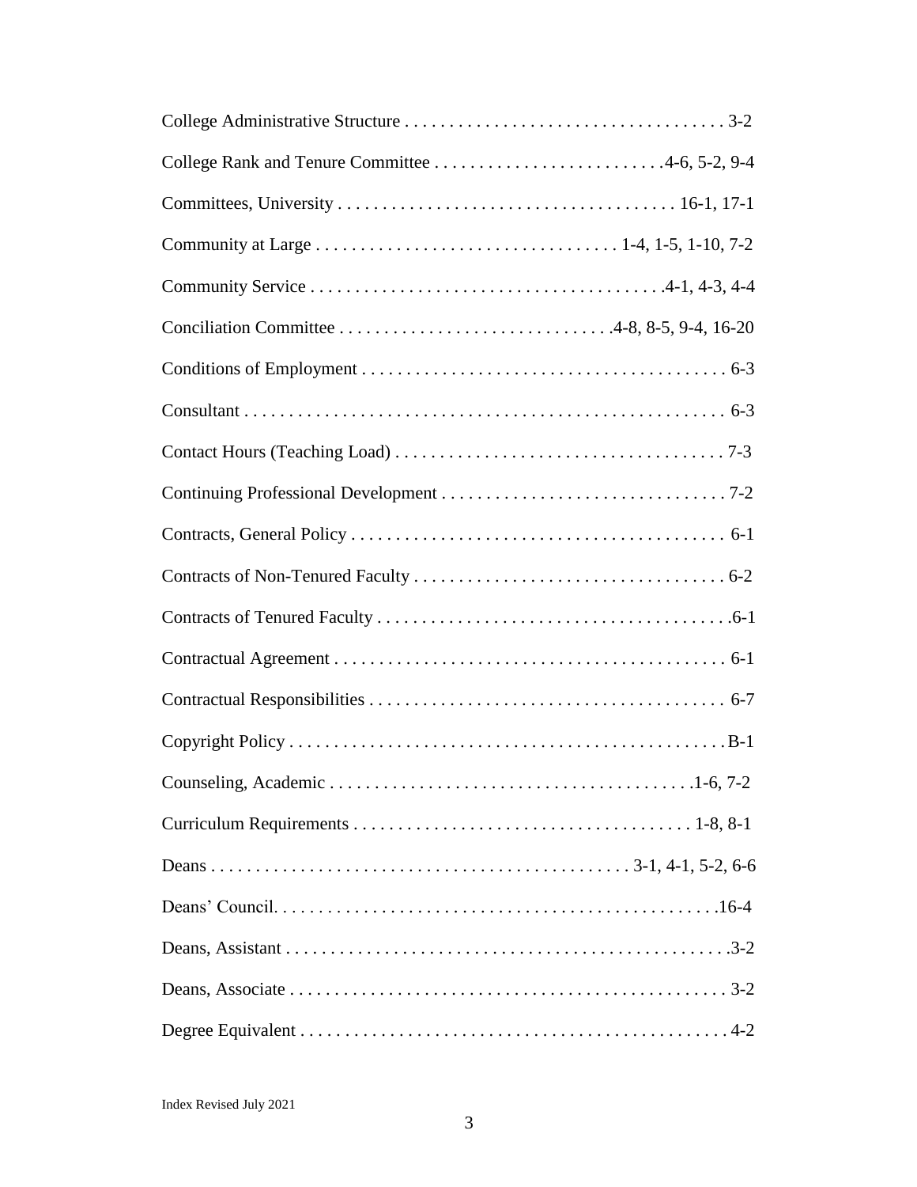College Administrative Structure . . . . . . . . . . . . . . . . . . . . . . . . . . . . . . . . . . . 3-2

College Rank and Tenure Committee . . . . . . . . . . . . . . . . . . . . . . . . . .4-6, 5-2, 9-4

Committees, University . . . . . . . . . . . . . . . . . . . . . . . . . . . . . . . . . . . . . 16-1, 17-1

Community at Large . . . . . . . . . . . . . . . . . . . . . . . . . . . . . . . . . 1-4, 1-5, 1-10, 7-2

Community Service . . . . . . . . . . . . . . . . . . . . . . . . . . . . . . . . . . . . . . .4-1, 4-3, 4-4

Conciliation Committee . . . . . . . . . . . . . . . . . . . . . . . . . . . . . . .4-8, 8-5, 9-4, 16-20

Conditions of Employment . . . . . . . . . . . . . . . . . . . . . . . . . . . . . . . . . . . . . . . . 6-3

Consultant . . . . . . . . . . . . . . . . . . . . . . . . . . . . . . . . . . . . . . . . . . . . . . . . . . . . 6-3

Contact Hours (Teaching Load) . . . . . . . . . . . . . . . . . . . . . . . . . . . . . . . . . . . . 7-3

Continuing Professional Development . . . . . . . . . . . . . . . . . . . . . . . . . . . . . . . 7-2

Contracts, General Policy . . . . . . . . . . . . . . . . . . . . . . . . . . . . . . . . . . . . . . . . . 6-1

Contracts of Non-Tenured Faculty . . . . . . . . . . . . . . . . . . . . . . . . . . . . . . . . . . 6-2

Contracts of Tenured Faculty . . . . . . . . . . . . . . . . . . . . . . . . . . . . . . . . . . . . . . .6-1

Contractual Agreement . . . . . . . . . . . . . . . . . . . . . . . . . . . . . . . . . . . . . . . . . . . 6-1

Contractual Responsibilities . . . . . . . . . . . . . . . . . . . . . . . . . . . . . . . . . . . . . . . 6-7

Copyright Policy . . . . . . . . . . . . . . . . . . . . . . . . . . . . . . . . . . . . . . . . . . . . . . . . B-1

Counseling, Academic . . . . . . . . . . . . . . . . . . . . . . . . . . . . . . . . . . . . . . . . .1-6, 7-2

Curriculum Requirements . . . . . . . . . . . . . . . . . . . . . . . . . . . . . . . . . . . . . 1-8, 8-1

Deans . . . . . . . . . . . . . . . . . . . . . . . . . . . . . . . . . . . . . . . . . . . . . 3-1, 4-1, 5-2, 6-6

Deans' Council. . . . . . . . . . . . . . . . . . . . . . . . . . . . . . . . . . . . . . . . . . . . . . . . .16-4

Deans, Assistant . . . . . . . . . . . . . . . . . . . . . . . . . . . . . . . . . . . . . . . . . . . . . . . . .3-2

Deans, Associate . . . . . . . . . . . . . . . . . . . . . . . . . . . . . . . . . . . . . . . . . . . . . . . . 3-2

Degree Equivalent . . . . . . . . . . . . . . . . . . . . . . . . . . . . . . . . . . . . . . . . . . . . . . . 4-2

Index Revised July 2021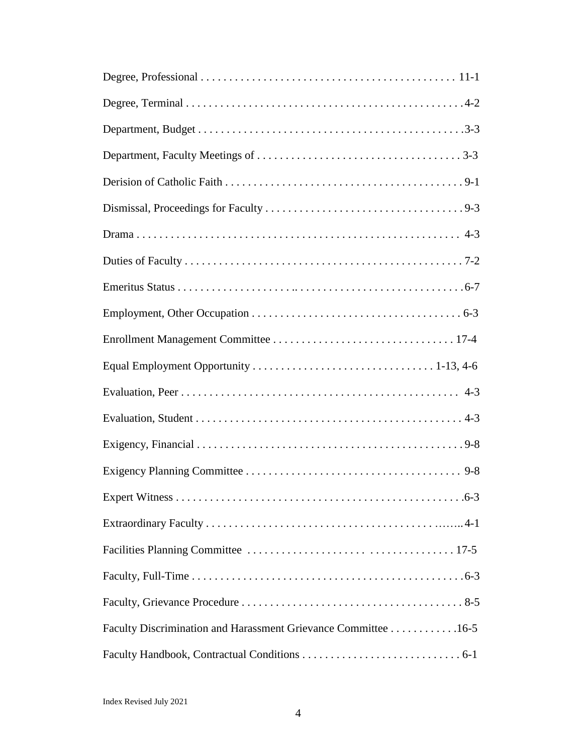Degree, Professional . . . . . . . . . . . . . . . . . . . . . . . . . . . . . . . . . . . . . . . . . . . . 11-1

Degree, Terminal . . . . . . . . . . . . . . . . . . . . . . . . . . . . . . . . . . . . . . . . . . . . . . . . .4-2

Department, Budget . . . . . . . . . . . . . . . . . . . . . . . . . . . . . . . . . . . . . . . . . . . . . . .3-3

Department, Faculty Meetings of . . . . . . . . . . . . . . . . . . . . . . . . . . . . . . . . . . . 3-3

Derision of Catholic Faith . . . . . . . . . . . . . . . . . . . . . . . . . . . . . . . . . . . . . . . . . . 9-1

Dismissal, Proceedings for Faculty . . . . . . . . . . . . . . . . . . . . . . . . . . . . . . . . . . . 9-3

Drama . . . . . . . . . . . . . . . . . . . . . . . . . . . . . . . . . . . . . . . . . . . . . . . . . . . . . . . 4-3

Duties of Faculty . . . . . . . . . . . . . . . . . . . . . . . . . . . . . . . . . . . . . . . . . . . . . . . . . 7-2

Emeritus Status . . . . . . . . . . . . . . . . . . . .. . . . . . . . . . . . . . . . . . . . . . . . . . . . .6-7

Employment, Other Occupation . . . . . . . . . . . . . . . . . . . . . . . . . . . . . . . . . . . . . 6-3

Enrollment Management Committee . . . . . . . . . . . . . . . . . . . . . . . . . . . . . . . 17-4

Equal Employment Opportunity . . . . . . . . . . . . . . . . . . . . . . . . . . . . . . . 1-13, 4-6

Evaluation, Peer . . . . . . . . . . . . . . . . . . . . . . . . . . . . . . . . . . . . . . . . . . . . . . . . 4-3

Evaluation, Student . . . . . . . . . . . . . . . . . . . . . . . . . . . . . . . . . . . . . . . . . . . . . . . 4-3

Exigency, Financial . . . . . . . . . . . . . . . . . . . . . . . . . . . . . . . . . . . . . . . . . . . . . . .9-8

Exigency Planning Committee . . . . . . . . . . . . . . . . . . . . . . . . . . . . . . . . . . . . . 9-8

Expert Witness . . . . . . . . . . . . . . . . . . . . . . . . . . . . . . . . . . . . . . . . . . . . . . . . . . .6-3

Extraordinary Faculty . . . . . . . . . . . . . . . . . . . . . . . . . . . . . . . . . . . . . . . . ..…...4-1

Facilities Planning Committee . . . . . . . . . . . . . . . . . . . . . . . . . . . . . . . . . . . 17-5

Faculty, Full-Time . . . . . . . . . . . . . . . . . . . . . . . . . . . . . . . . . . . . . . . . . . . . . . . .6-3

Faculty, Grievance Procedure . . . . . . . . . . . . . . . . . . . . . . . . . . . . . . . . . . . . . . . 8-5

Faculty Discrimination and Harassment Grievance Committee . . . . . . . . . . . .16-5

Faculty Handbook, Contractual Conditions . . . . . . . . . . . . . . . . . . . . . . . . . . . . 6-1

Index Revised July 2021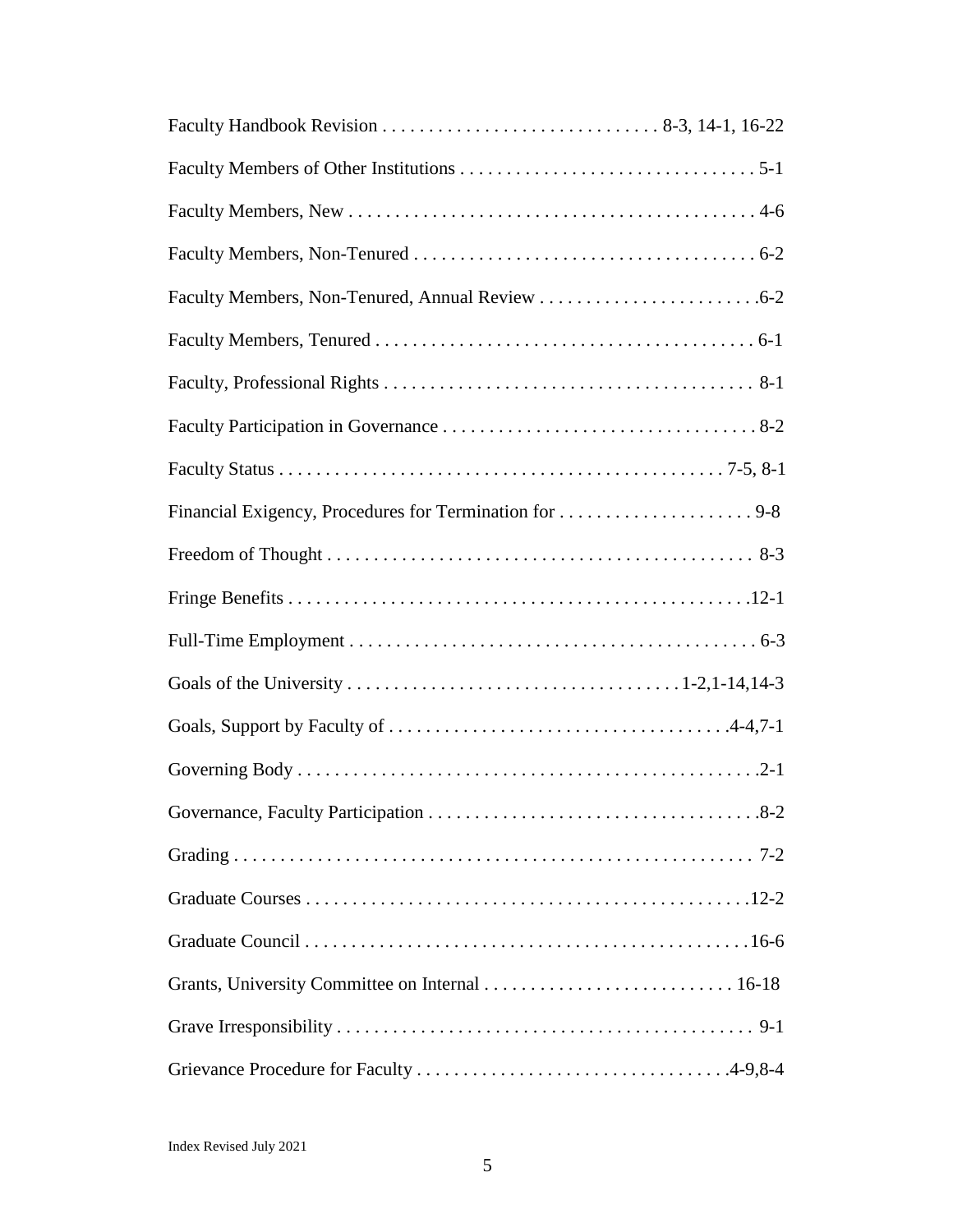Faculty Handbook Revision . . . . . . . . . . . . . . . . . . . . . . . . . . . . . 8-3, 14-1, 16-22

Faculty Members of Other Institutions . . . . . . . . . . . . . . . . . . . . . . . . . . . . . . . . 5-1

Faculty Members, New . . . . . . . . . . . . . . . . . . . . . . . . . . . . . . . . . . . . . . . . . . . . 4-6

Faculty Members, Non-Tenured . . . . . . . . . . . . . . . . . . . . . . . . . . . . . . . . . . . . . 6-2

Faculty Members, Non-Tenured, Annual Review . . . . . . . . . . . . . . . . . . . . . . . .6-2

Faculty Members, Tenured . . . . . . . . . . . . . . . . . . . . . . . . . . . . . . . . . . . . . . . . . 6-1

Faculty, Professional Rights . . . . . . . . . . . . . . . . . . . . . . . . . . . . . . . . . . . . . . . 8-1

Faculty Participation in Governance . . . . . . . . . . . . . . . . . . . . . . . . . . . . . . . . . . 8-2

Faculty Status . . . . . . . . . . . . . . . . . . . . . . . . . . . . . . . . . . . . . . . . . . . . . . . . 7-5, 8-1

Financial Exigency, Procedures for Termination for . . . . . . . . . . . . . . . . . . . . . 9-8

Freedom of Thought . . . . . . . . . . . . . . . . . . . . . . . . . . . . . . . . . . . . . . . . . . . . . 8-3

Fringe Benefits . . . . . . . . . . . . . . . . . . . . . . . . . . . . . . . . . . . . . . . . . . . . . . . . .12-1

Full-Time Employment . . . . . . . . . . . . . . . . . . . . . . . . . . . . . . . . . . . . . . . . . . . . 6-3

Goals of the University . . . . . . . . . . . . . . . . . . . . . . . . . . . . . . . . . . . 1-2,1-14,14-3

Goals, Support by Faculty of . . . . . . . . . . . . . . . . . . . . . . . . . . . . . . . . . . . .4-4,7-1

Governing Body . . . . . . . . . . . . . . . . . . . . . . . . . . . . . . . . . . . . . . . . . . . . . . . . .2-1

Governance, Faculty Participation . . . . . . . . . . . . . . . . . . . . . . . . . . . . . . . . . . . .8-2

Grading . . . . . . . . . . . . . . . . . . . . . . . . . . . . . . . . . . . . . . . . . . . . . . . . . . . . . . . 7-2

Graduate Courses . . . . . . . . . . . . . . . . . . . . . . . . . . . . . . . . . . . . . . . . . . . . . . .12-2

Graduate Council . . . . . . . . . . . . . . . . . . . . . . . . . . . . . . . . . . . . . . . . . . . . . . . .16-6

Grants, University Committee on Internal . . . . . . . . . . . . . . . . . . . . . . . . . . . 16-18

Grave Irresponsibility . . . . . . . . . . . . . . . . . . . . . . . . . . . . . . . . . . . . . . . . . . . . 9-1

Grievance Procedure for Faculty . . . . . . . . . . . . . . . . . . . . . . . . . . . . . . . . .4-9,8-4

Index Revised July 2021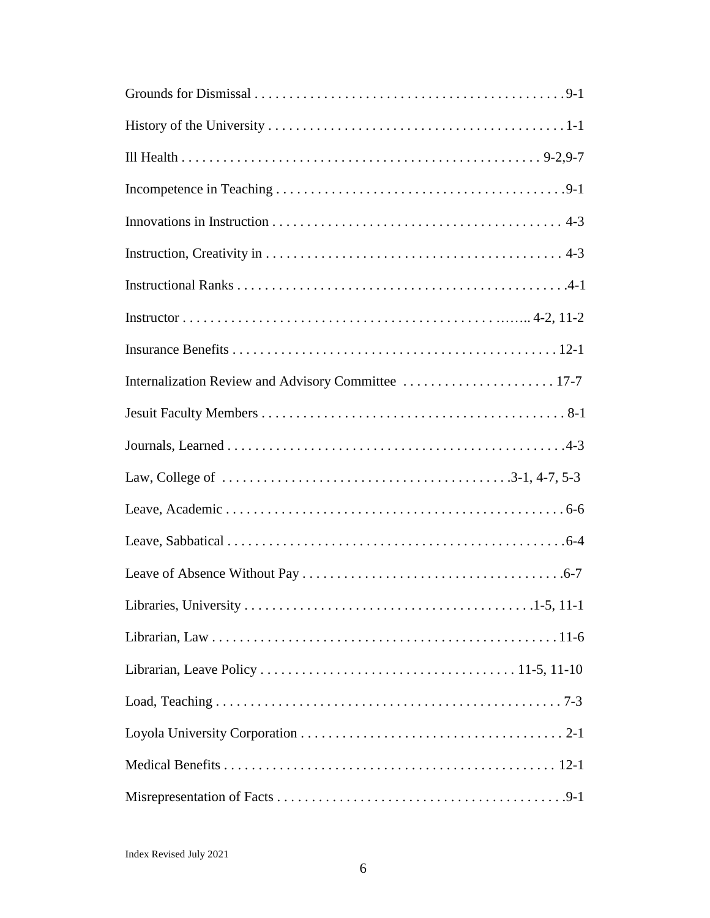Grounds for Dismissal . . . . . . . . . . . . . . . . . . . . . . . . . . . . . . . . . . . . . . . . . . . . 9-1

History of the University . . . . . . . . . . . . . . . . . . . . . . . . . . . . . . . . . . . . . . . . . . . 1-1

Ill Health . . . . . . . . . . . . . . . . . . . . . . . . . . . . . . . . . . . . . . . . . . . . . . . . . . . 9-2,9-7

Incompetence in Teaching . . . . . . . . . . . . . . . . . . . . . . . . . . . . . . . . . . . . . . . . . 9-1

Innovations in Instruction . . . . . . . . . . . . . . . . . . . . . . . . . . . . . . . . . . . . . . . . . 4-3

Instruction, Creativity in . . . . . . . . . . . . . . . . . . . . . . . . . . . . . . . . . . . . . . . . . . 4-3

Instructional Ranks . . . . . . . . . . . . . . . . . . . . . . . . . . . . . . . . . . . . . . . . . . . . . . 4-1

Instructor . . . . . . . . . . . . . . . . . . . . . . . . . . . . . . . . . . . . . . . . . . . . . . . . . 4-2, 11-2

Insurance Benefits . . . . . . . . . . . . . . . . . . . . . . . . . . . . . . . . . . . . . . . . . . . . . . 12-1

Internalization Review and Advisory Committee . . . . . . . . . . . . . . . . . . . . . . 17-7

Jesuit Faculty Members . . . . . . . . . . . . . . . . . . . . . . . . . . . . . . . . . . . . . . . . . . . 8-1

Journals, Learned . . . . . . . . . . . . . . . . . . . . . . . . . . . . . . . . . . . . . . . . . . . . . . . 4-3

Law, College of . . . . . . . . . . . . . . . . . . . . . . . . . . . . . . . . . . . . . . . . 3-1, 4-7, 5-3

Leave, Academic . . . . . . . . . . . . . . . . . . . . . . . . . . . . . . . . . . . . . . . . . . . . . . . . 6-6

Leave, Sabbatical . . . . . . . . . . . . . . . . . . . . . . . . . . . . . . . . . . . . . . . . . . . . . . . . 6-4

Leave of Absence Without Pay . . . . . . . . . . . . . . . . . . . . . . . . . . . . . . . . . . . . . 6-7

Libraries, University . . . . . . . . . . . . . . . . . . . . . . . . . . . . . . . . . . . . . . . . . 1-5, 11-1

Librarian, Law . . . . . . . . . . . . . . . . . . . . . . . . . . . . . . . . . . . . . . . . . . . . . . . . . 11-6

Librarian, Leave Policy . . . . . . . . . . . . . . . . . . . . . . . . . . . . . . . . . . . . 11-5, 11-10

Load, Teaching . . . . . . . . . . . . . . . . . . . . . . . . . . . . . . . . . . . . . . . . . . . . . . . . . 7-3

Loyola University Corporation . . . . . . . . . . . . . . . . . . . . . . . . . . . . . . . . . . . . . 2-1

Medical Benefits . . . . . . . . . . . . . . . . . . . . . . . . . . . . . . . . . . . . . . . . . . . . . . . 12-1

Misrepresentation of Facts . . . . . . . . . . . . . . . . . . . . . . . . . . . . . . . . . . . . . . . . 9-1

Index Revised July 2021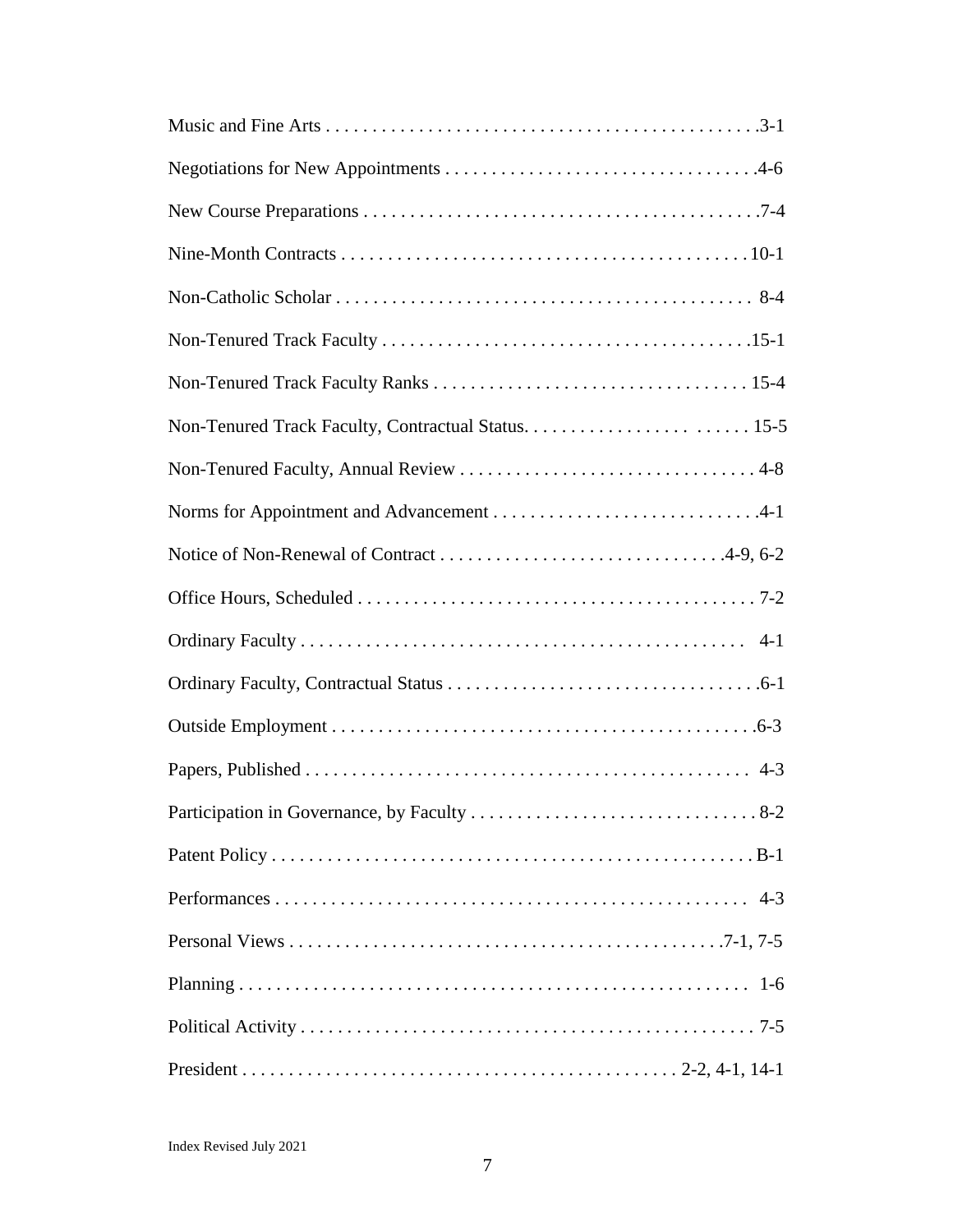Music and Fine Arts . . . . . . . . . . . . . . . . . . . . . . . . . . . . . . . . . . . . . . . . . . . . . .3-1

Negotiations for New Appointments . . . . . . . . . . . . . . . . . . . . . . . . . . . . . . . . . .4-6

New Course Preparations . . . . . . . . . . . . . . . . . . . . . . . . . . . . . . . . . . . . . . . . . .7-4

Nine-Month Contracts . . . . . . . . . . . . . . . . . . . . . . . . . . . . . . . . . . . . . . . . . . . 10-1

Non-Catholic Scholar . . . . . . . . . . . . . . . . . . . . . . . . . . . . . . . . . . . . . . . . . . . . 8-4

Non-Tenured Track Faculty . . . . . . . . . . . . . . . . . . . . . . . . . . . . . . . . . . . . . . . .15-1

Non-Tenured Track Faculty Ranks . . . . . . . . . . . . . . . . . . . . . . . . . . . . . . . . . . 15-4

Non-Tenured Track Faculty, Contractual Status. . . . . . . . . . . . . . . . . . . . . . . . . . . 15-5

Non-Tenured Faculty, Annual Review . . . . . . . . . . . . . . . . . . . . . . . . . . . . . . . . 4-8

Norms for Appointment and Advancement . . . . . . . . . . . . . . . . . . . . . . . . . . . . .4-1

Notice of Non-Renewal of Contract . . . . . . . . . . . . . . . . . . . . . . . . . . . . . . .4-9, 6-2

Office Hours, Scheduled . . . . . . . . . . . . . . . . . . . . . . . . . . . . . . . . . . . . . . . . . . 7-2

Ordinary Faculty . . . . . . . . . . . . . . . . . . . . . . . . . . . . . . . . . . . . . . . . . . . . . . . . 4-1

Ordinary Faculty, Contractual Status . . . . . . . . . . . . . . . . . . . . . . . . . . . . . . . . . .6-1

Outside Employment . . . . . . . . . . . . . . . . . . . . . . . . . . . . . . . . . . . . . . . . . . . . .6-3

Papers, Published . . . . . . . . . . . . . . . . . . . . . . . . . . . . . . . . . . . . . . . . . . . . . . . 4-3

Participation in Governance, by Faculty . . . . . . . . . . . . . . . . . . . . . . . . . . . . . . . 8-2

Patent Policy . . . . . . . . . . . . . . . . . . . . . . . . . . . . . . . . . . . . . . . . . . . . . . . . . . . B-1

Performances . . . . . . . . . . . . . . . . . . . . . . . . . . . . . . . . . . . . . . . . . . . . . . . . . . 4-3

Personal Views . . . . . . . . . . . . . . . . . . . . . . . . . . . . . . . . . . . . . . . . . . . . . . .7-1, 7-5

Planning . . . . . . . . . . . . . . . . . . . . . . . . . . . . . . . . . . . . . . . . . . . . . . . . . . . . . . 1-6

Political Activity . . . . . . . . . . . . . . . . . . . . . . . . . . . . . . . . . . . . . . . . . . . . . . . . 7-5

President . . . . . . . . . . . . . . . . . . . . . . . . . . . . . . . . . . . . . . . . . . . . . 2-2, 4-1, 14-1

Index Revised July 2021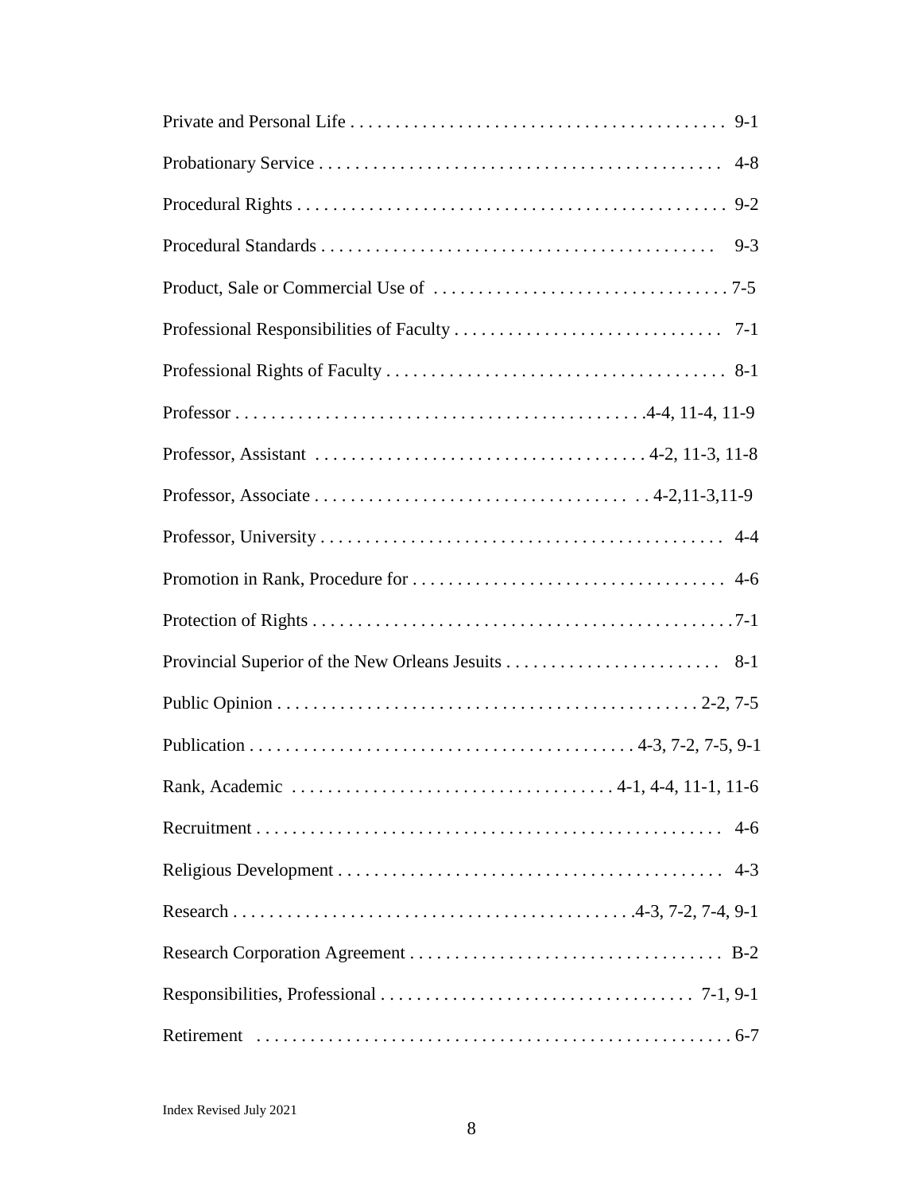Private and Personal Life . . . . . . . . . . . . . . . . . . . . . . . . . . . . . . . . . . . . . . . . . 9-1

Probationary Service . . . . . . . . . . . . . . . . . . . . . . . . . . . . . . . . . . . . . . . . . . . . 4-8

Procedural Rights . . . . . . . . . . . . . . . . . . . . . . . . . . . . . . . . . . . . . . . . . . . . . . . 9-2

Procedural Standards . . . . . . . . . . . . . . . . . . . . . . . . . . . . . . . . . . . . . . . . . . . 9-3

Product, Sale or Commercial Use of . . . . . . . . . . . . . . . . . . . . . . . . . . . . . . . . 7-5

Professional Responsibilities of Faculty . . . . . . . . . . . . . . . . . . . . . . . . . . . . . 7-1

Professional Rights of Faculty . . . . . . . . . . . . . . . . . . . . . . . . . . . . . . . . . . . . . 8-1

Professor . . . . . . . . . . . . . . . . . . . . . . . . . . . . . . . . . . . . . . . . . . . .4-4, 11-4, 11-9

Professor, Assistant . . . . . . . . . . . . . . . . . . . . . . . . . . . . . . . . . . . . 4-2, 11-3, 11-8

Professor, Associate . . . . . . . . . . . . . . . . . . . . . . . . . . . . . . . . . . . . 4-2,11-3,11-9

Professor, University . . . . . . . . . . . . . . . . . . . . . . . . . . . . . . . . . . . . . . . . . . . . 4-4

Promotion in Rank, Procedure for . . . . . . . . . . . . . . . . . . . . . . . . . . . . . . . . . . 4-6

Protection of Rights . . . . . . . . . . . . . . . . . . . . . . . . . . . . . . . . . . . . . . . . . . . . . . 7-1

Provincial Superior of the New Orleans Jesuits . . . . . . . . . . . . . . . . . . . . . . . . 8-1

Public Opinion . . . . . . . . . . . . . . . . . . . . . . . . . . . . . . . . . . . . . . . . . . . . . . 2-2, 7-5

Publication . . . . . . . . . . . . . . . . . . . . . . . . . . . . . . . . . . . . . . . . . . 4-3, 7-2, 7-5, 9-1

Rank, Academic . . . . . . . . . . . . . . . . . . . . . . . . . . . . . . . . . . . . 4-1, 4-4, 11-1, 11-6

Recruitment . . . . . . . . . . . . . . . . . . . . . . . . . . . . . . . . . . . . . . . . . . . . . . . . . . . 4-6

Religious Development . . . . . . . . . . . . . . . . . . . . . . . . . . . . . . . . . . . . . . . . . . 4-3

Research . . . . . . . . . . . . . . . . . . . . . . . . . . . . . . . . . . . . . . . . . . . .4-3, 7-2, 7-4, 9-1

Research Corporation Agreement . . . . . . . . . . . . . . . . . . . . . . . . . . . . . . . . . . B-2

Responsibilities, Professional . . . . . . . . . . . . . . . . . . . . . . . . . . . . . . . . . . . 7-1, 9-1

Retirement . . . . . . . . . . . . . . . . . . . . . . . . . . . . . . . . . . . . . . . . . . . . . . . . . . . . 6-7

Index Revised July 2021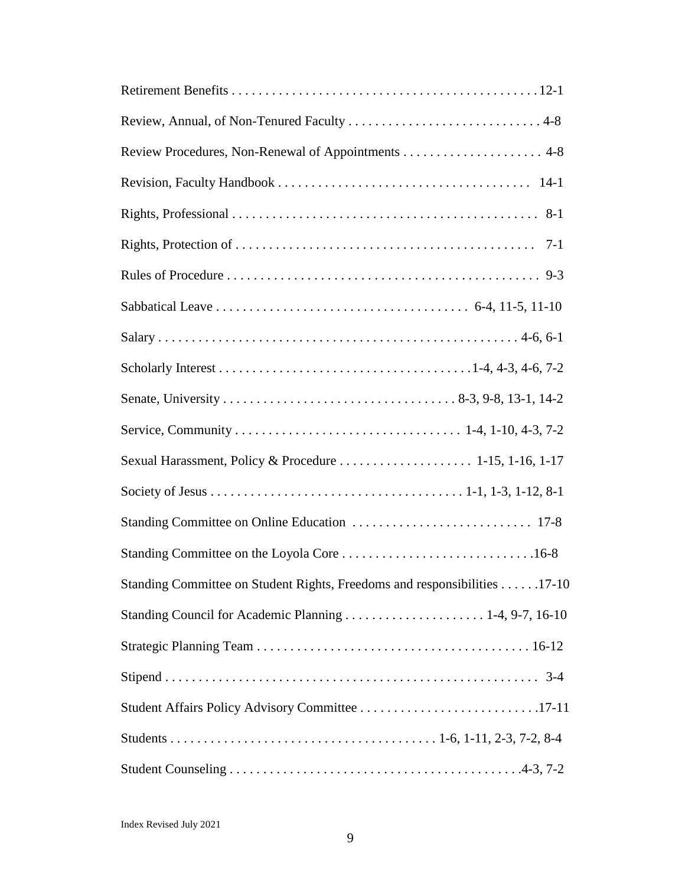Retirement Benefits . . . . . . . . . . . . . . . . . . . . . . . . . . . . . . . . . . . . . . . . . . . . . 12-1

Review, Annual, of Non-Tenured Faculty . . . . . . . . . . . . . . . . . . . . . . . . . . . . . 4-8

Review Procedures, Non-Renewal of Appointments . . . . . . . . . . . . . . . . . . . . . 4-8

Revision, Faculty Handbook . . . . . . . . . . . . . . . . . . . . . . . . . . . . . . . . . . . . . . 14-1

Rights, Professional . . . . . . . . . . . . . . . . . . . . . . . . . . . . . . . . . . . . . . . . . . . . . 8-1

Rights, Protection of . . . . . . . . . . . . . . . . . . . . . . . . . . . . . . . . . . . . . . . . . . . . . 7-1

Rules of Procedure . . . . . . . . . . . . . . . . . . . . . . . . . . . . . . . . . . . . . . . . . . . . . . 9-3

Sabbatical Leave . . . . . . . . . . . . . . . . . . . . . . . . . . . . . . . . . . . . . 6-4, 11-5, 11-10

Salary . . . . . . . . . . . . . . . . . . . . . . . . . . . . . . . . . . . . . . . . . . . . . . . . . . . . . 4-6, 6-1

Scholarly Interest . . . . . . . . . . . . . . . . . . . . . . . . . . . . . . . . . . . . .1-4, 4-3, 4-6, 7-2

Senate, University . . . . . . . . . . . . . . . . . . . . . . . . . . . . . . . . . . 8-3, 9-8, 13-1, 14-2

Service, Community . . . . . . . . . . . . . . . . . . . . . . . . . . . . . . . . . 1-4, 1-10, 4-3, 7-2

Sexual Harassment, Policy & Procedure . . . . . . . . . . . . . . . . . . . . 1-15, 1-16, 1-17

Society of Jesus . . . . . . . . . . . . . . . . . . . . . . . . . . . . . . . . . . . . . 1-1, 1-3, 1-12, 8-1

Standing Committee on Online Education . . . . . . . . . . . . . . . . . . . . . . . . . . . 17-8

Standing Committee on the Loyola Core . . . . . . . . . . . . . . . . . . . . . . . . . . . . .16-8

Standing Committee on Student Rights, Freedoms and responsibilities . . . . . .17-10

Standing Council for Academic Planning . . . . . . . . . . . . . . . . . . . . . 1-4, 9-7, 16-10

Strategic Planning Team . . . . . . . . . . . . . . . . . . . . . . . . . . . . . . . . . . . . . . . . 16-12

Stipend . . . . . . . . . . . . . . . . . . . . . . . . . . . . . . . . . . . . . . . . . . . . . . . . . . . . . . . 3-4

Student Affairs Policy Advisory Committee . . . . . . . . . . . . . . . . . . . . . . . . . . .17-11

Students . . . . . . . . . . . . . . . . . . . . . . . . . . . . . . . . . . . . . . . 1-6, 1-11, 2-3, 7-2, 8-4

Student Counseling . . . . . . . . . . . . . . . . . . . . . . . . . . . . . . . . . . . . . . . . . . .4-3, 7-2

Index Revised July 2021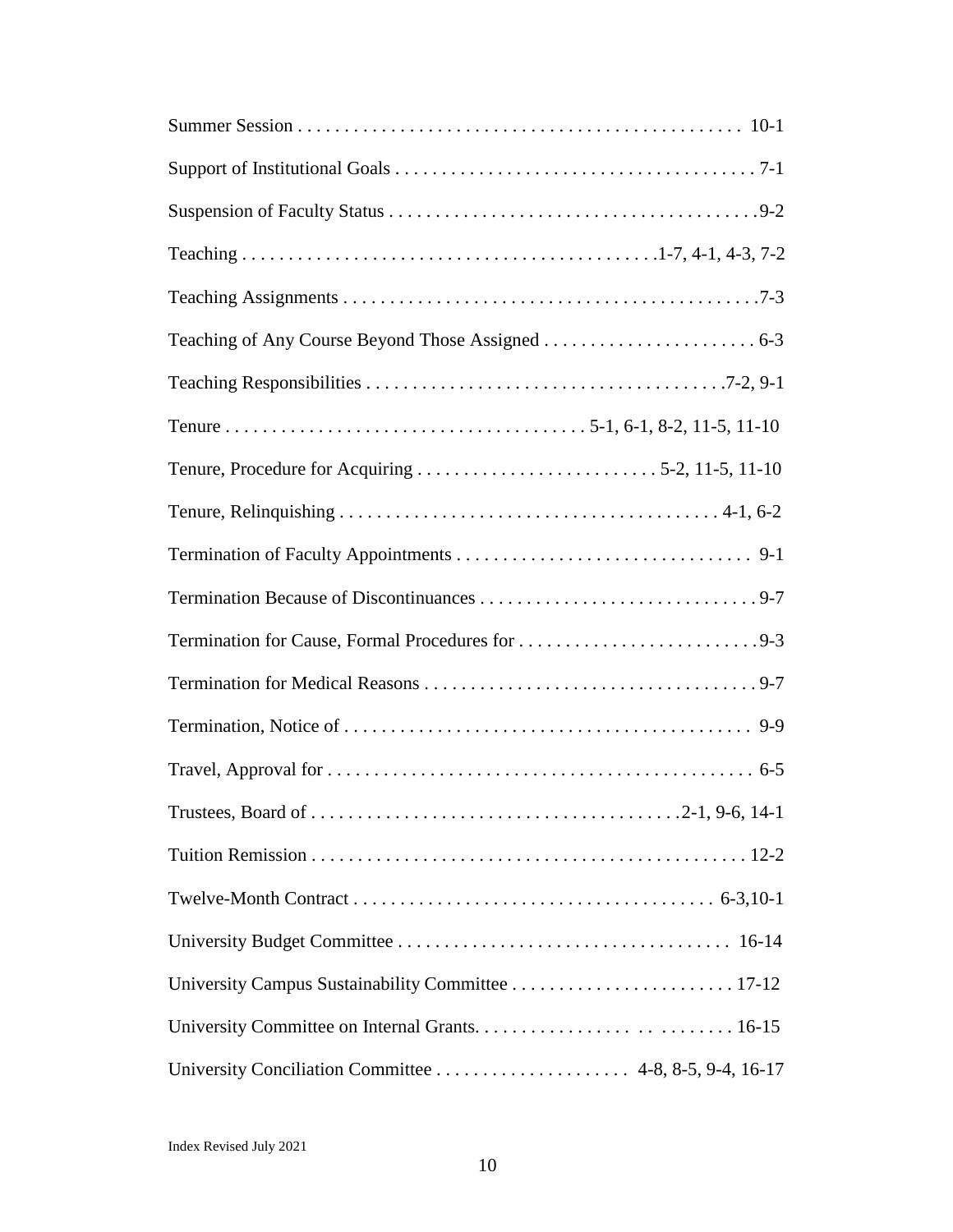Summer Session . . . . . . . . . . . . . . . . . . . . . . . . . . . . . . . . . . . . . . . . . . . . . . . 10-1

Support of Institutional Goals . . . . . . . . . . . . . . . . . . . . . . . . . . . . . . . . . . . . . . . 7-1

Suspension of Faculty Status . . . . . . . . . . . . . . . . . . . . . . . . . . . . . . . . . . . . . . . .9-2

Teaching . . . . . . . . . . . . . . . . . . . . . . . . . . . . . . . . . . . . . . . . . . . .1-7, 4-1, 4-3, 7-2

Teaching Assignments . . . . . . . . . . . . . . . . . . . . . . . . . . . . . . . . . . . . . . . . . . . . .7-3

Teaching of Any Course Beyond Those Assigned . . . . . . . . . . . . . . . . . . . . . . . . 6-3

Teaching Responsibilities . . . . . . . . . . . . . . . . . . . . . . . . . . . . . . . . . . . . . . .7-2, 9-1

Tenure . . . . . . . . . . . . . . . . . . . . . . . . . . . . . . . . . . . . . . 5-1, 6-1, 8-2, 11-5, 11-10

Tenure, Procedure for Acquiring . . . . . . . . . . . . . . . . . . . . . . . . . . 5-2, 11-5, 11-10

Tenure, Relinquishing . . . . . . . . . . . . . . . . . . . . . . . . . . . . . . . . . . . . . . . . . 4-1, 6-2

Termination of Faculty Appointments . . . . . . . . . . . . . . . . . . . . . . . . . . . . . . . . 9-1

Termination Because of Discontinuances . . . . . . . . . . . . . . . . . . . . . . . . . . . . . . 9-7

Termination for Cause, Formal Procedures for . . . . . . . . . . . . . . . . . . . . . . . . . . 9-3

Termination for Medical Reasons . . . . . . . . . . . . . . . . . . . . . . . . . . . . . . . . . . . . 9-7

Termination, Notice of . . . . . . . . . . . . . . . . . . . . . . . . . . . . . . . . . . . . . . . . . . . . 9-9

Travel, Approval for . . . . . . . . . . . . . . . . . . . . . . . . . . . . . . . . . . . . . . . . . . . . . . 6-5

Trustees, Board of . . . . . . . . . . . . . . . . . . . . . . . . . . . . . . . . . . . . . . . .2-1, 9-6, 14-1

Tuition Remission . . . . . . . . . . . . . . . . . . . . . . . . . . . . . . . . . . . . . . . . . . . . . . . . 12-2

Twelve-Month Contract . . . . . . . . . . . . . . . . . . . . . . . . . . . . . . . . . . . . . . . 6-3,10-1

University Budget Committee . . . . . . . . . . . . . . . . . . . . . . . . . . . . . . . . . . . . 16-14

University Campus Sustainability Committee . . . . . . . . . . . . . . . . . . . . . . . . 17-12

University Committee on Internal Grants. . . . . . . . . . . . . . . . . . . . . . . . . . . . 16-15

University Conciliation Committee . . . . . . . . . . . . . . . . . . . . . 4-8, 8-5, 9-4, 16-17

Index Revised July 2021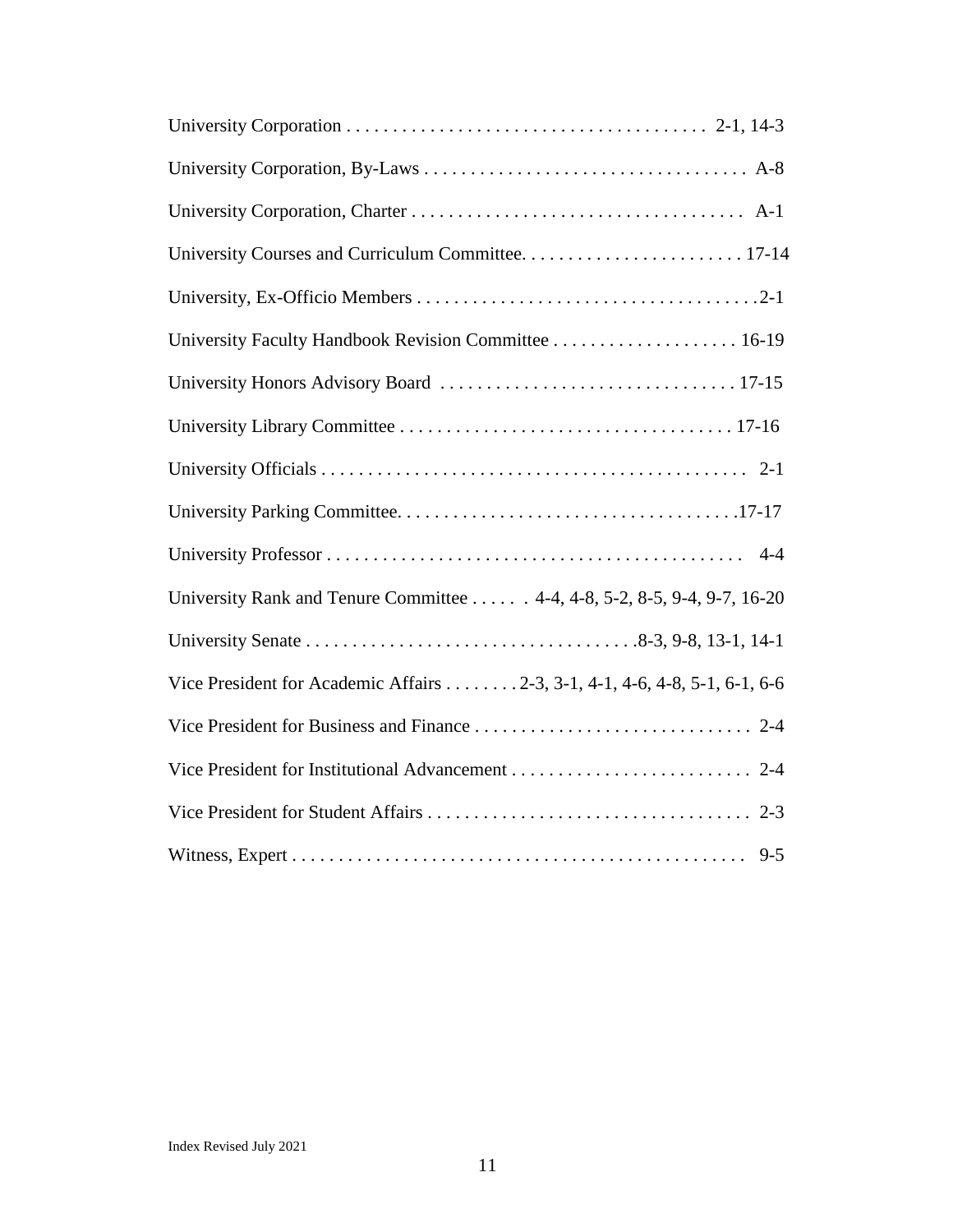University Corporation . . . . . . . . . . . . . . . . . . . . . . . . . . . . . . . . . . . . . . 2-1, 14-3

University Corporation, By-Laws . . . . . . . . . . . . . . . . . . . . . . . . . . . . . . . . . . . A-8

University Corporation, Charter . . . . . . . . . . . . . . . . . . . . . . . . . . . . . . . . . . . A-1

University Courses and Curriculum Committee. . . . . . . . . . . . . . . . . . . . . . . . 17-14

University, Ex-Officio Members . . . . . . . . . . . . . . . . . . . . . . . . . . . . . . . . . . . . .2-1

University Faculty Handbook Revision Committee . . . . . . . . . . . . . . . . . . . . 16-19

University Honors Advisory Board . . . . . . . . . . . . . . . . . . . . . . . . . . . . . . . . 17-15

University Library Committee . . . . . . . . . . . . . . . . . . . . . . . . . . . . . . . . . . . . 17-16

University Officials . . . . . . . . . . . . . . . . . . . . . . . . . . . . . . . . . . . . . . . . . . . . . 2-1

University Parking Committee. . . . . . . . . . . . . . . . . . . . . . . . . . . . . . . . . . . . .17-17

University Professor . . . . . . . . . . . . . . . . . . . . . . . . . . . . . . . . . . . . . . . . . . . . 4-4

University Rank and Tenure Committee . . . . . . 4-4, 4-8, 5-2, 8-5, 9-4, 9-7, 16-20

University Senate . . . . . . . . . . . . . . . . . . . . . . . . . . . . . . . . . . . .8-3, 9-8, 13-1, 14-1

Vice President for Academic Affairs . . . . . . . . 2-3, 3-1, 4-1, 4-6, 4-8, 5-1, 6-1, 6-6

Vice President for Business and Finance . . . . . . . . . . . . . . . . . . . . . . . . . . . . . . 2-4

Vice President for Institutional Advancement . . . . . . . . . . . . . . . . . . . . . . . . . . 2-4

Vice President for Student Affairs . . . . . . . . . . . . . . . . . . . . . . . . . . . . . . . . . . . 2-3

Witness, Expert . . . . . . . . . . . . . . . . . . . . . . . . . . . . . . . . . . . . . . . . . . . . . . . . 9-5

Index Revised July 2021